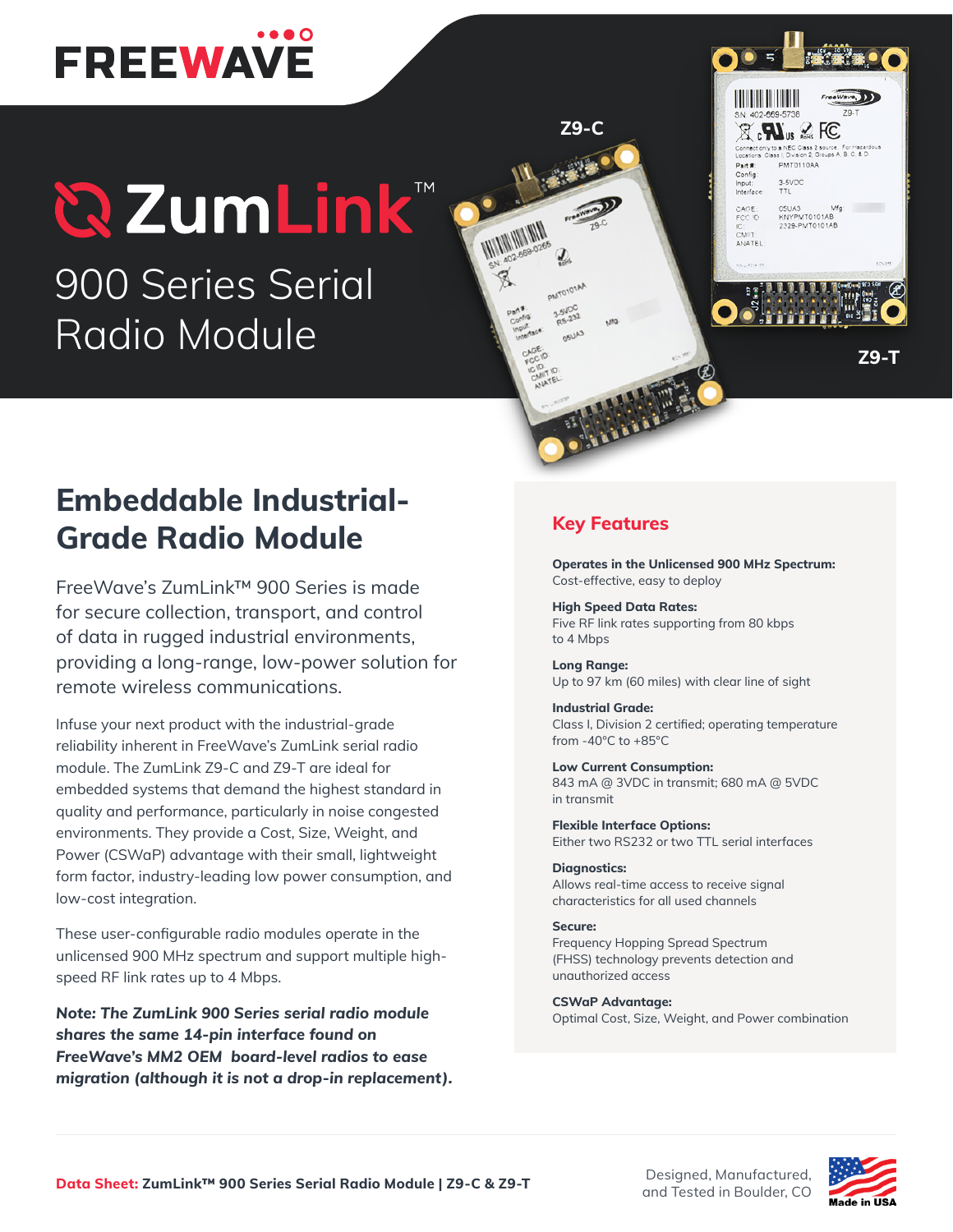# FREEWAVE

# ZumLink™

## 900 Series Serial Radio Module

Z9-C

Z9-T

## Embeddable Industrial-Grade Radio Module

FreeWave's ZumLink™ 900 Series is made for secure collection, transport, and control of data in rugged industrial environments, providing a long-range, low-power solution for remote wireless communications.

Infuse your next product with the industrial-grade reliability inherent in FreeWave's ZumLink serial radio module. The ZumLink Z9-C and Z9-T are ideal for embedded systems that demand the highest standard in quality and performance, particularly in noise congested environments. They provide a Cost, Size, Weight, and Power (CSWaP) advantage with their small, lightweight form factor, industry-leading low power consumption, and low-cost integration.

These user-configurable radio modules operate in the unlicensed 900 MHz spectrum and support multiple high-speed RF link rates up to 4 Mbps.

***Note: The ZumLink 900 Series serial radio module shares the same 14-pin interface found on FreeWave's MM2 OEM board-level radios to ease migration (although it is not a drop-in replacement).***

## Key Features

**Operates in the Unlicensed 900 MHz Spectrum:**
Cost-effective, easy to deploy

**High Speed Data Rates:**
Five RF link rates supporting from 80 kbps to 4 Mbps

**Long Range:**
Up to 97 km (60 miles) with clear line of sight

**Industrial Grade:**
Class I, Division 2 certified; operating temperature from -40°C to +85°C

**Low Current Consumption:**
843 mA @ 3VDC in transmit; 680 mA @ 5VDC in transmit

**Flexible Interface Options:**
Either two RS232 or two TTL serial interfaces

**Diagnostics:**
Allows real-time access to receive signal characteristics for all used channels

**Secure:**
Frequency Hopping Spread Spectrum (FHSS) technology prevents detection and unauthorized access

**CSWaP Advantage:**
Optimal Cost, Size, Weight, and Power combination

**Data Sheet:** ZumLink™ 900 Series Serial Radio Module | Z9-C & Z9-T

Designed, Manufactured, and Tested in Boulder, CO

Made in USA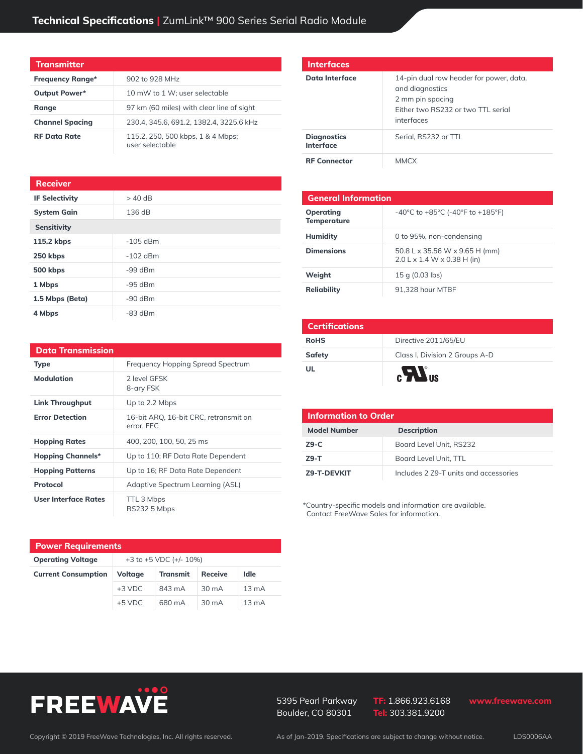# Technical Specifications | ZumLink™ 900 Series Serial Radio Module

## Transmitter

| | |
|---|---|
| **Frequency Range*** | 902 to 928 MHz |
| **Output Power*** | 10 mW to 1 W; user selectable |
| **Range** | 97 km (60 miles) with clear line of sight |
| **Channel Spacing** | 230.4, 345.6, 691.2, 1382.4, 3225.6 kHz |
| **RF Data Rate** | 115.2, 250, 500 kbps, 1 & 4 Mbps; user selectable |

## Receiver

| | |
|---|---|
| **IF Selectivity** | > 40 dB |
| **System Gain** | 136 dB |
| **Sensitivity** | |
| **115.2 kbps** | -105 dBm |
| **250 kbps** | -102 dBm |
| **500 kbps** | -99 dBm |
| **1 Mbps** | -95 dBm |
| **1.5 Mbps (Beta)** | -90 dBm |
| **4 Mbps** | -83 dBm |

## Data Transmission

| | |
|---|---|
| **Type** | Frequency Hopping Spread Spectrum |
| **Modulation** | 2 level GFSK<br>8-ary FSK |
| **Link Throughput** | Up to 2.2 Mbps |
| **Error Detection** | 16-bit ARQ, 16-bit CRC, retransmit on error, FEC |
| **Hopping Rates** | 400, 200, 100, 50, 25 ms |
| **Hopping Channels*** | Up to 110; RF Data Rate Dependent |
| **Hopping Patterns** | Up to 16; RF Data Rate Dependent |
| **Protocol** | Adaptive Spectrum Learning (ASL) |
| **User Interface Rates** | TTL 3 Mbps<br>RS232 5 Mbps |

## Power Requirements

| | | | | |
|---|---|---|---|---|
| **Operating Voltage** | +3 to +5 VDC (+/- 10%) | | | |
| **Current Consumption** | **Voltage** | **Transmit** | **Receive** | **Idle** |
| | +3 VDC | 843 mA | 30 mA | 13 mA |
| | +5 VDC | 680 mA | 30 mA | 13 mA |

## Interfaces

| | |
|---|---|
| **Data Interface** | 14-pin dual row header for power, data, and diagnostics<br>2 mm pin spacing<br>Either two RS232 or two TTL serial interfaces |
| **Diagnostics Interface** | Serial, RS232 or TTL |
| **RF Connector** | MMCX |

## General Information

| | |
|---|---|
| **Operating Temperature** | -40°C to +85°C (-40°F to +185°F) |
| **Humidity** | 0 to 95%, non-condensing |
| **Dimensions** | 50.8 L x 35.56 W x 9.65 H (mm)<br>2.0 L x 1.4 W x 0.38 H (in) |
| **Weight** | 15 g (0.03 lbs) |
| **Reliability** | 91,328 hour MTBF |

## Certifications

| | |
|---|---|
| **RoHS** | Directive 2011/65/EU |
| **Safety** | Class I, Division 2 Groups A-D |
| **UL** | c UL us |

## Information to Order

| Model Number | Description |
|---|---|
| **Z9-C** | Board Level Unit, RS232 |
| **Z9-T** | Board Level Unit, TTL |
| **Z9-T-DEVKIT** | Includes 2 Z9-T units and accessories |

*Country-specific models and information are available. Contact FreeWave Sales for information.

FREEWAVE

5395 Pearl Parkway
Boulder, CO 80301

TF: 1.866.923.6168
Tel: 303.381.9200

www.freewave.com

Copyright © 2019 FreeWave Technologies, Inc. All rights reserved.

As of Jan-2019. Specifications are subject to change without notice.

LDS0006AA